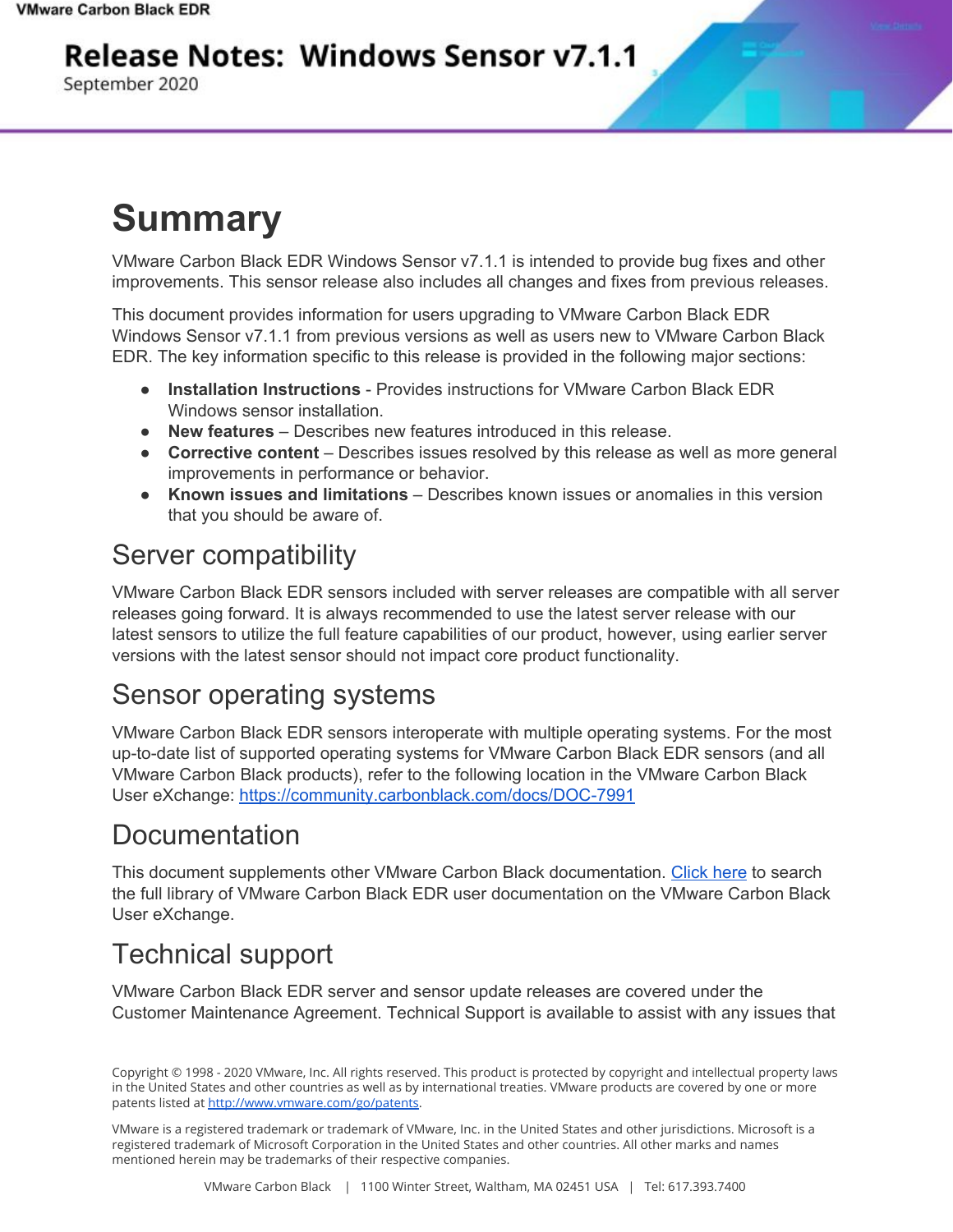# Release Notes: Windows Sensor v7.1.1

September 2020

# Summary

VMware Carbon Black EDR Windows Sensor v7.1.1 is intended to provide bug fixes and other improvements. This sensor release also includes all changes and fixes from previous releases.

This document provides information for users upgrading to VMware Carbon Black EDR Windows Sensor v7.1.1 from previous versions as well as users new to VMware Carbon Black EDR. The key information specific to this release is provided in the following major sections:

- **Installation Instructions** - Provides instructions for VMware Carbon Black EDR Windows sensor installation.
- **New features** – Describes new features introduced in this release.
- **Corrective content** – Describes issues resolved by this release as well as more general improvements in performance or behavior.
- **Known issues and limitations** – Describes known issues or anomalies in this version that you should be aware of.

## Server compatibility

VMware Carbon Black EDR sensors included with server releases are compatible with all server releases going forward. It is always recommended to use the latest server release with our latest sensors to utilize the full feature capabilities of our product, however, using earlier server versions with the latest sensor should not impact core product functionality.

## Sensor operating systems

VMware Carbon Black EDR sensors interoperate with multiple operating systems. For the most up-to-date list of supported operating systems for VMware Carbon Black EDR sensors (and all VMware Carbon Black products), refer to the following location in the VMware Carbon Black User eXchange: https://community.carbonblack.com/docs/DOC-7991

## Documentation

This document supplements other VMware Carbon Black documentation. Click here to search the full library of VMware Carbon Black EDR user documentation on the VMware Carbon Black User eXchange.

## Technical support

VMware Carbon Black EDR server and sensor update releases are covered under the Customer Maintenance Agreement. Technical Support is available to assist with any issues that

Copyright © 1998 - 2020 VMware, Inc. All rights reserved. This product is protected by copyright and intellectual property laws in the United States and other countries as well as by international treaties. VMware products are covered by one or more patents listed at http://www.vmware.com/go/patents.

VMware is a registered trademark or trademark of VMware, Inc. in the United States and other jurisdictions. Microsoft is a registered trademark of Microsoft Corporation in the United States and other countries. All other marks and names mentioned herein may be trademarks of their respective companies.

VMware Carbon Black | 1100 Winter Street, Waltham, MA 02451 USA | Tel: 617.393.7400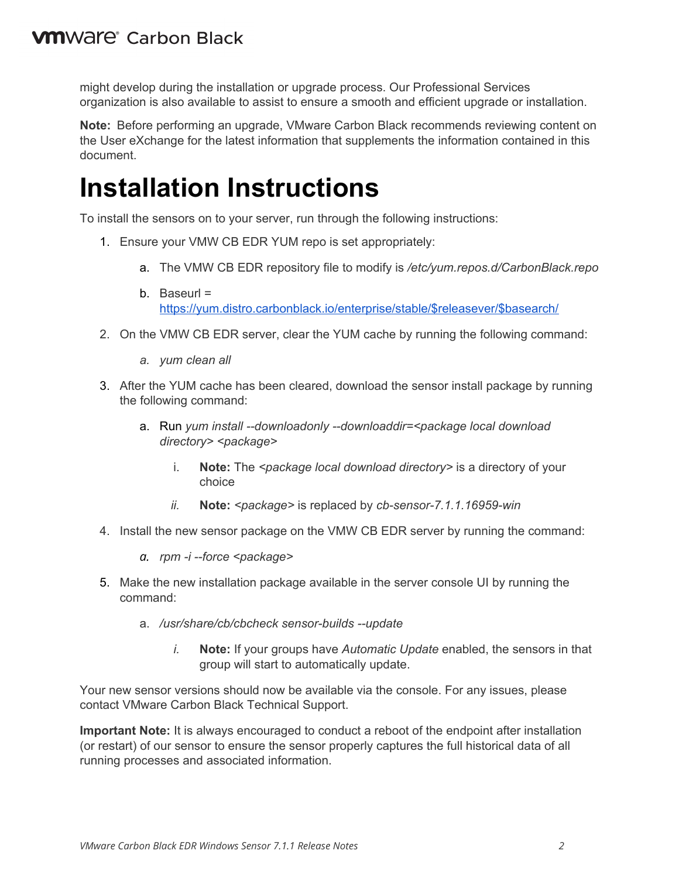might develop during the installation or upgrade process. Our Professional Services organization is also available to assist to ensure a smooth and efficient upgrade or installation.

**Note:** Before performing an upgrade, VMware Carbon Black recommends reviewing content on the User eXchange for the latest information that supplements the information contained in this document.

# Installation Instructions

To install the sensors on to your server, run through the following instructions:

1. Ensure your VMW CB EDR YUM repo is set appropriately:
   a. The VMW CB EDR repository file to modify is */etc/yum.repos.d/CarbonBlack.repo*
   b. Baseurl = https://yum.distro.carbonblack.io/enterprise/stable/$releasever/$basearch/
2. On the VMW CB EDR server, clear the YUM cache by running the following command:
   a. *yum clean all*
3. After the YUM cache has been cleared, download the sensor install package by running the following command:
   a. Run *yum install --downloadonly --downloaddir=<package local download directory> <package>*
      i. **Note:** The *<package local download directory>* is a directory of your choice
      ii. **Note:** *<package>* is replaced by *cb-sensor-7.1.1.16959-win*
4. Install the new sensor package on the VMW CB EDR server by running the command:
   a. *rpm -i --force <package>*
5. Make the new installation package available in the server console UI by running the command:
   a. */usr/share/cb/cbcheck sensor-builds --update*
      i. **Note:** If your groups have *Automatic Update* enabled, the sensors in that group will start to automatically update.

Your new sensor versions should now be available via the console. For any issues, please contact VMware Carbon Black Technical Support.

**Important Note:** It is always encouraged to conduct a reboot of the endpoint after installation (or restart) of our sensor to ensure the sensor properly captures the full historical data of all running processes and associated information.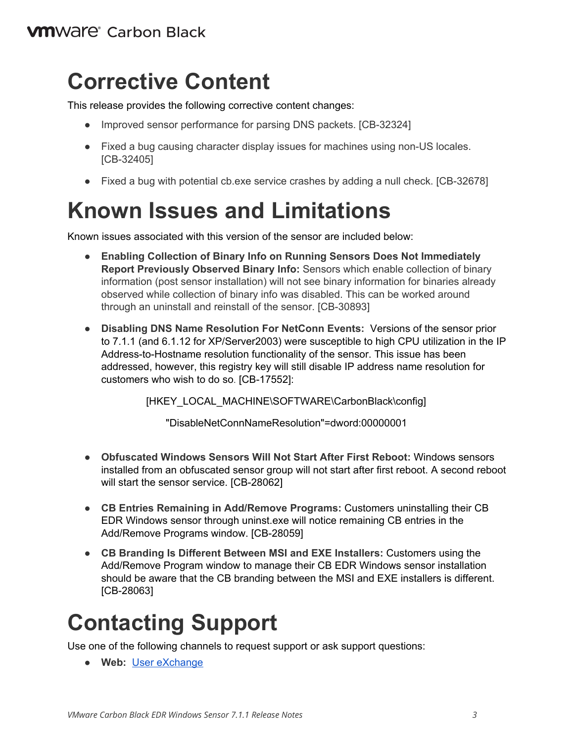# Corrective Content

This release provides the following corrective content changes:

- Improved sensor performance for parsing DNS packets. [CB-32324]
- Fixed a bug causing character display issues for machines using non-US locales. [CB-32405]
- Fixed a bug with potential cb.exe service crashes by adding a null check. [CB-32678]

# Known Issues and Limitations

Known issues associated with this version of the sensor are included below:

- **Enabling Collection of Binary Info on Running Sensors Does Not Immediately Report Previously Observed Binary Info:** Sensors which enable collection of binary information (post sensor installation) will not see binary information for binaries already observed while collection of binary info was disabled. This can be worked around through an uninstall and reinstall of the sensor. [CB-30893]
- **Disabling DNS Name Resolution For NetConn Events:** Versions of the sensor prior to 7.1.1 (and 6.1.12 for XP/Server2003) were susceptible to high CPU utilization in the IP Address-to-Hostname resolution functionality of the sensor. This issue has been addressed, however, this registry key will still disable IP address name resolution for customers who wish to do so. [CB-17552]:

  [HKEY_LOCAL_MACHINE\SOFTWARE\CarbonBlack\config]

  "DisableNetConnNameResolution"=dword:00000001

- **Obfuscated Windows Sensors Will Not Start After First Reboot:** Windows sensors installed from an obfuscated sensor group will not start after first reboot. A second reboot will start the sensor service. [CB-28062]
- **CB Entries Remaining in Add/Remove Programs:** Customers uninstalling their CB EDR Windows sensor through uninst.exe will notice remaining CB entries in the Add/Remove Programs window. [CB-28059]
- **CB Branding Is Different Between MSI and EXE Installers:** Customers using the Add/Remove Program window to manage their CB EDR Windows sensor installation should be aware that the CB branding between the MSI and EXE installers is different. [CB-28063]

# Contacting Support

Use one of the following channels to request support or ask support questions:

- **Web:** User eXchange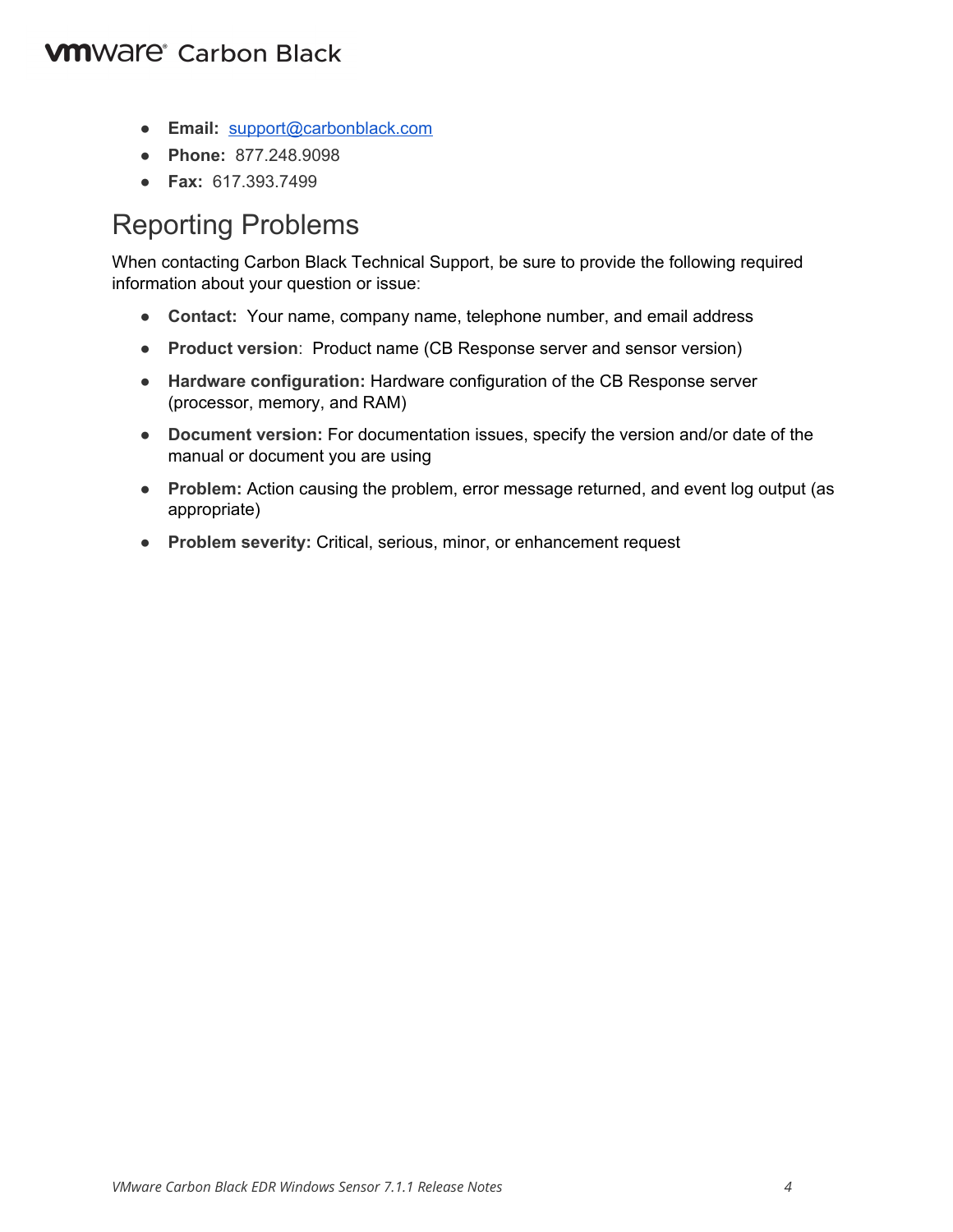- **Email:** support@carbonblack.com
- **Phone:** 877.248.9098
- **Fax:** 617.393.7499

## Reporting Problems

When contacting Carbon Black Technical Support, be sure to provide the following required information about your question or issue:

- **Contact:** Your name, company name, telephone number, and email address
- **Product version**: Product name (CB Response server and sensor version)
- **Hardware configuration:** Hardware configuration of the CB Response server (processor, memory, and RAM)
- **Document version:** For documentation issues, specify the version and/or date of the manual or document you are using
- **Problem:** Action causing the problem, error message returned, and event log output (as appropriate)
- **Problem severity:** Critical, serious, minor, or enhancement request